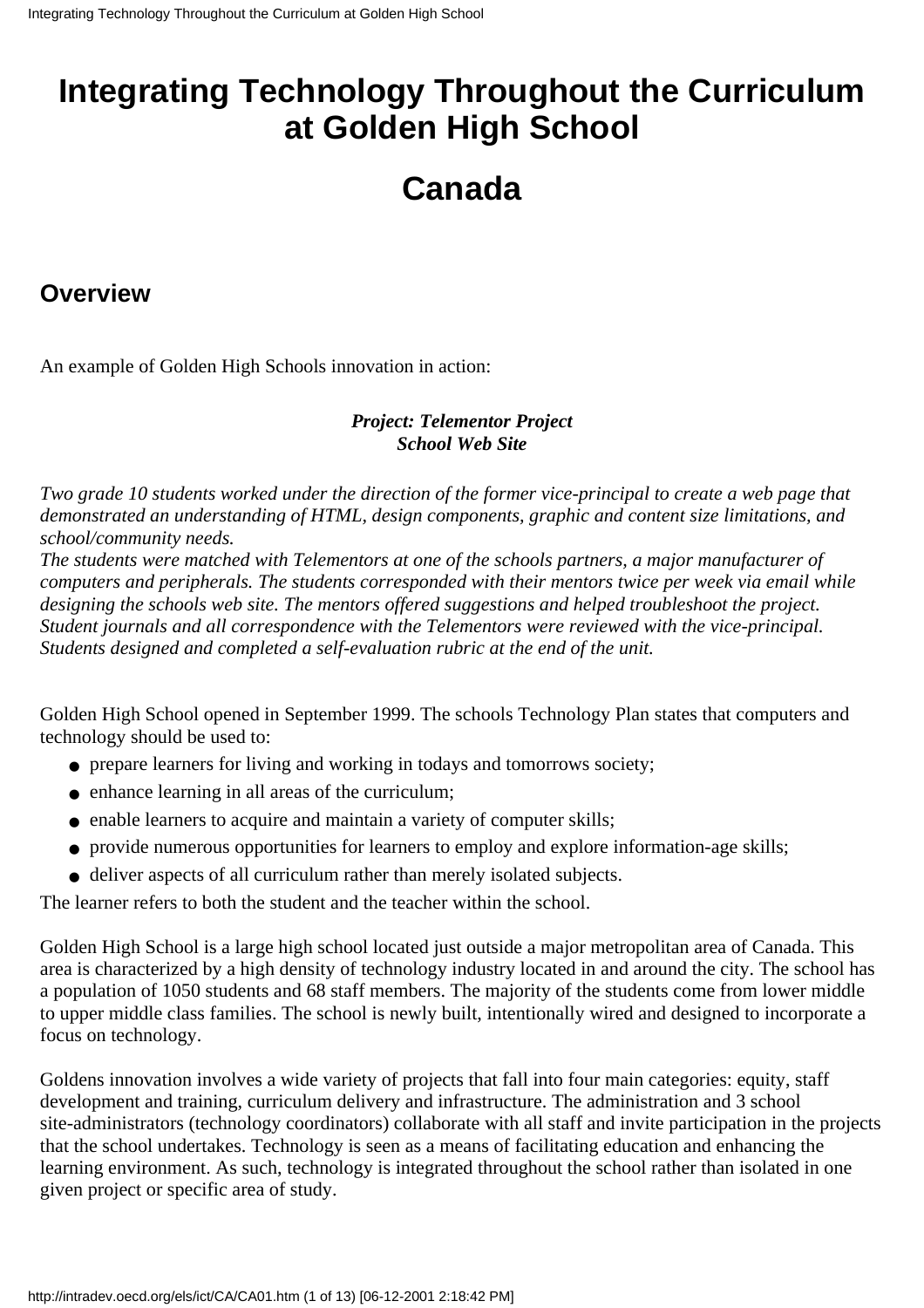# Integrating Technology Throughout the Curriculum at Golden High School

# Canada

## Overview

An example of Golden High Schools innovation in action:

***Project: Telementor Project***
***School Web Site***

*Two grade 10 students worked under the direction of the former vice-principal to create a web page that demonstrated an understanding of HTML, design components, graphic and content size limitations, and school/community needs.*
*The students were matched with Telementors at one of the schools partners, a major manufacturer of computers and peripherals. The students corresponded with their mentors twice per week via email while designing the schools web site. The mentors offered suggestions and helped troubleshoot the project. Student journals and all correspondence with the Telementors were reviewed with the vice-principal. Students designed and completed a self-evaluation rubric at the end of the unit.*

Golden High School opened in September 1999. The schools Technology Plan states that computers and technology should be used to:

- prepare learners for living and working in todays and tomorrows society;
- enhance learning in all areas of the curriculum;
- enable learners to acquire and maintain a variety of computer skills;
- provide numerous opportunities for learners to employ and explore information-age skills;
- deliver aspects of all curriculum rather than merely isolated subjects.

The learner refers to both the student and the teacher within the school.

Golden High School is a large high school located just outside a major metropolitan area of Canada. This area is characterized by a high density of technology industry located in and around the city. The school has a population of 1050 students and 68 staff members. The majority of the students come from lower middle to upper middle class families. The school is newly built, intentionally wired and designed to incorporate a focus on technology.

Goldens innovation involves a wide variety of projects that fall into four main categories: equity, staff development and training, curriculum delivery and infrastructure. The administration and 3 school site-administrators (technology coordinators) collaborate with all staff and invite participation in the projects that the school undertakes. Technology is seen as a means of facilitating education and enhancing the learning environment. As such, technology is integrated throughout the school rather than isolated in one given project or specific area of study.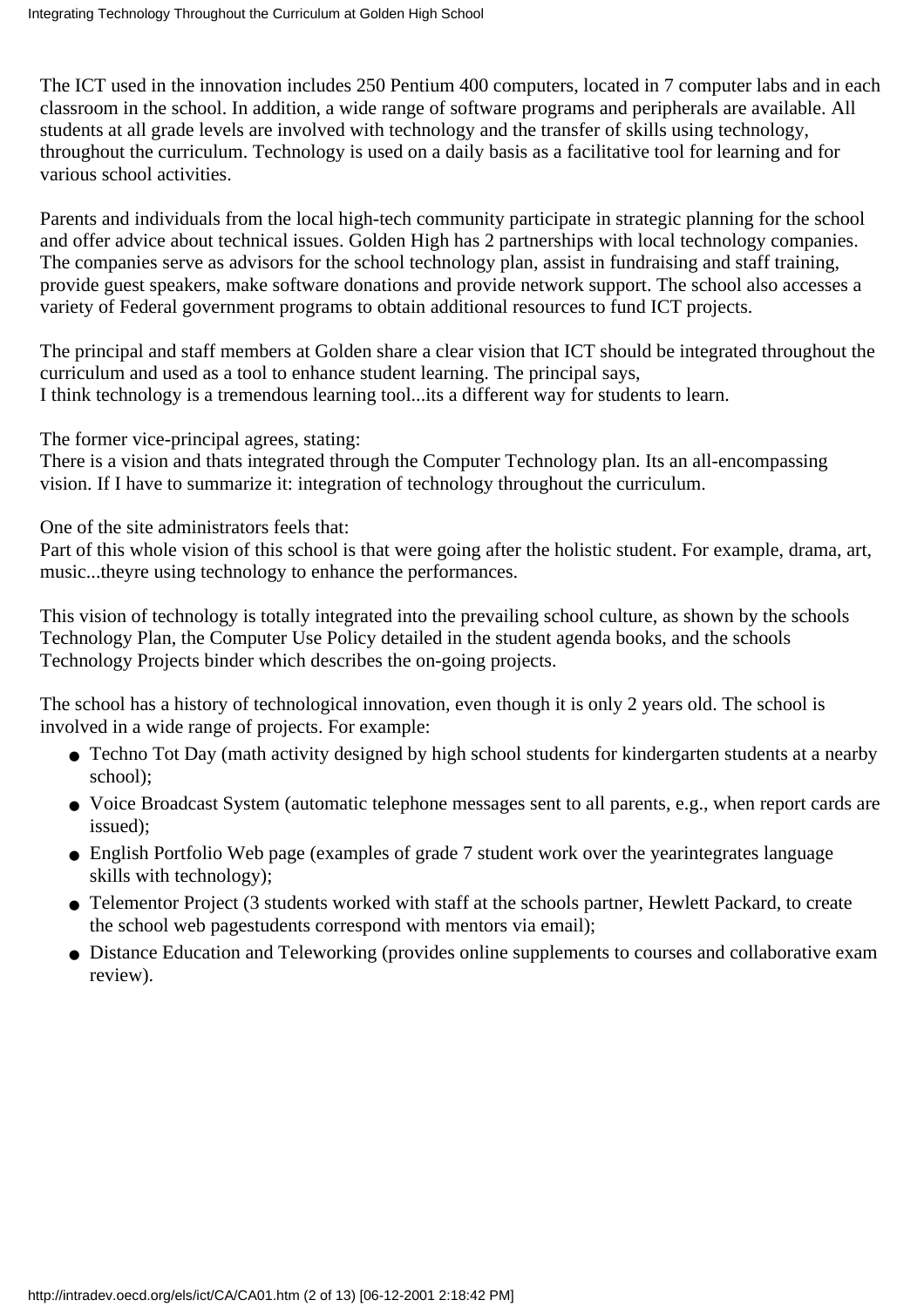The ICT used in the innovation includes 250 Pentium 400 computers, located in 7 computer labs and in each classroom in the school. In addition, a wide range of software programs and peripherals are available. All students at all grade levels are involved with technology and the transfer of skills using technology, throughout the curriculum. Technology is used on a daily basis as a facilitative tool for learning and for various school activities.

Parents and individuals from the local high-tech community participate in strategic planning for the school and offer advice about technical issues. Golden High has 2 partnerships with local technology companies. The companies serve as advisors for the school technology plan, assist in fundraising and staff training, provide guest speakers, make software donations and provide network support. The school also accesses a variety of Federal government programs to obtain additional resources to fund ICT projects.

The principal and staff members at Golden share a clear vision that ICT should be integrated throughout the curriculum and used as a tool to enhance student learning. The principal says,
I think technology is a tremendous learning tool...its a different way for students to learn.

The former vice-principal agrees, stating:
There is a vision and thats integrated through the Computer Technology plan. Its an all-encompassing vision. If I have to summarize it: integration of technology throughout the curriculum.

One of the site administrators feels that:
Part of this whole vision of this school is that were going after the holistic student. For example, drama, art, music...theyre using technology to enhance the performances.

This vision of technology is totally integrated into the prevailing school culture, as shown by the schools Technology Plan, the Computer Use Policy detailed in the student agenda books, and the schools Technology Projects binder which describes the on-going projects.

The school has a history of technological innovation, even though it is only 2 years old. The school is involved in a wide range of projects. For example:

- Techno Tot Day (math activity designed by high school students for kindergarten students at a nearby school);
- Voice Broadcast System (automatic telephone messages sent to all parents, e.g., when report cards are issued);
- English Portfolio Web page (examples of grade 7 student work over the yearintegrates language skills with technology);
- Telementor Project (3 students worked with staff at the schools partner, Hewlett Packard, to create the school web pagestudents correspond with mentors via email);
- Distance Education and Teleworking (provides online supplements to courses and collaborative exam review).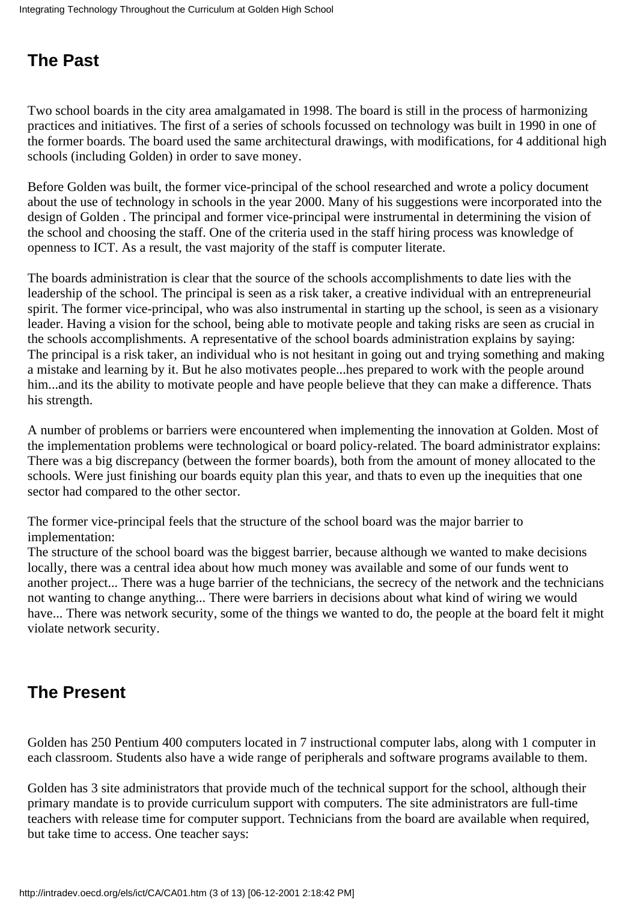## The Past

Two school boards in the city area amalgamated in 1998. The board is still in the process of harmonizing practices and initiatives. The first of a series of schools focussed on technology was built in 1990 in one of the former boards. The board used the same architectural drawings, with modifications, for 4 additional high schools (including Golden) in order to save money.

Before Golden was built, the former vice-principal of the school researched and wrote a policy document about the use of technology in schools in the year 2000. Many of his suggestions were incorporated into the design of Golden . The principal and former vice-principal were instrumental in determining the vision of the school and choosing the staff. One of the criteria used in the staff hiring process was knowledge of openness to ICT. As a result, the vast majority of the staff is computer literate.

The boards administration is clear that the source of the schools accomplishments to date lies with the leadership of the school. The principal is seen as a risk taker, a creative individual with an entrepreneurial spirit. The former vice-principal, who was also instrumental in starting up the school, is seen as a visionary leader. Having a vision for the school, being able to motivate people and taking risks are seen as crucial in the schools accomplishments. A representative of the school boards administration explains by saying:
The principal is a risk taker, an individual who is not hesitant in going out and trying something and making a mistake and learning by it. But he also motivates people...hes prepared to work with the people around him...and its the ability to motivate people and have people believe that they can make a difference. Thats his strength.

A number of problems or barriers were encountered when implementing the innovation at Golden. Most of the implementation problems were technological or board policy-related. The board administrator explains:
There was a big discrepancy (between the former boards), both from the amount of money allocated to the schools. Were just finishing our boards equity plan this year, and thats to even up the inequities that one sector had compared to the other sector.

The former vice-principal feels that the structure of the school board was the major barrier to implementation:
The structure of the school board was the biggest barrier, because although we wanted to make decisions locally, there was a central idea about how much money was available and some of our funds went to another project... There was a huge barrier of the technicians, the secrecy of the network and the technicians not wanting to change anything... There were barriers in decisions about what kind of wiring we would have... There was network security, some of the things we wanted to do, the people at the board felt it might violate network security.

## The Present

Golden has 250 Pentium 400 computers located in 7 instructional computer labs, along with 1 computer in each classroom. Students also have a wide range of peripherals and software programs available to them.

Golden has 3 site administrators that provide much of the technical support for the school, although their primary mandate is to provide curriculum support with computers. The site administrators are full-time teachers with release time for computer support. Technicians from the board are available when required, but take time to access. One teacher says: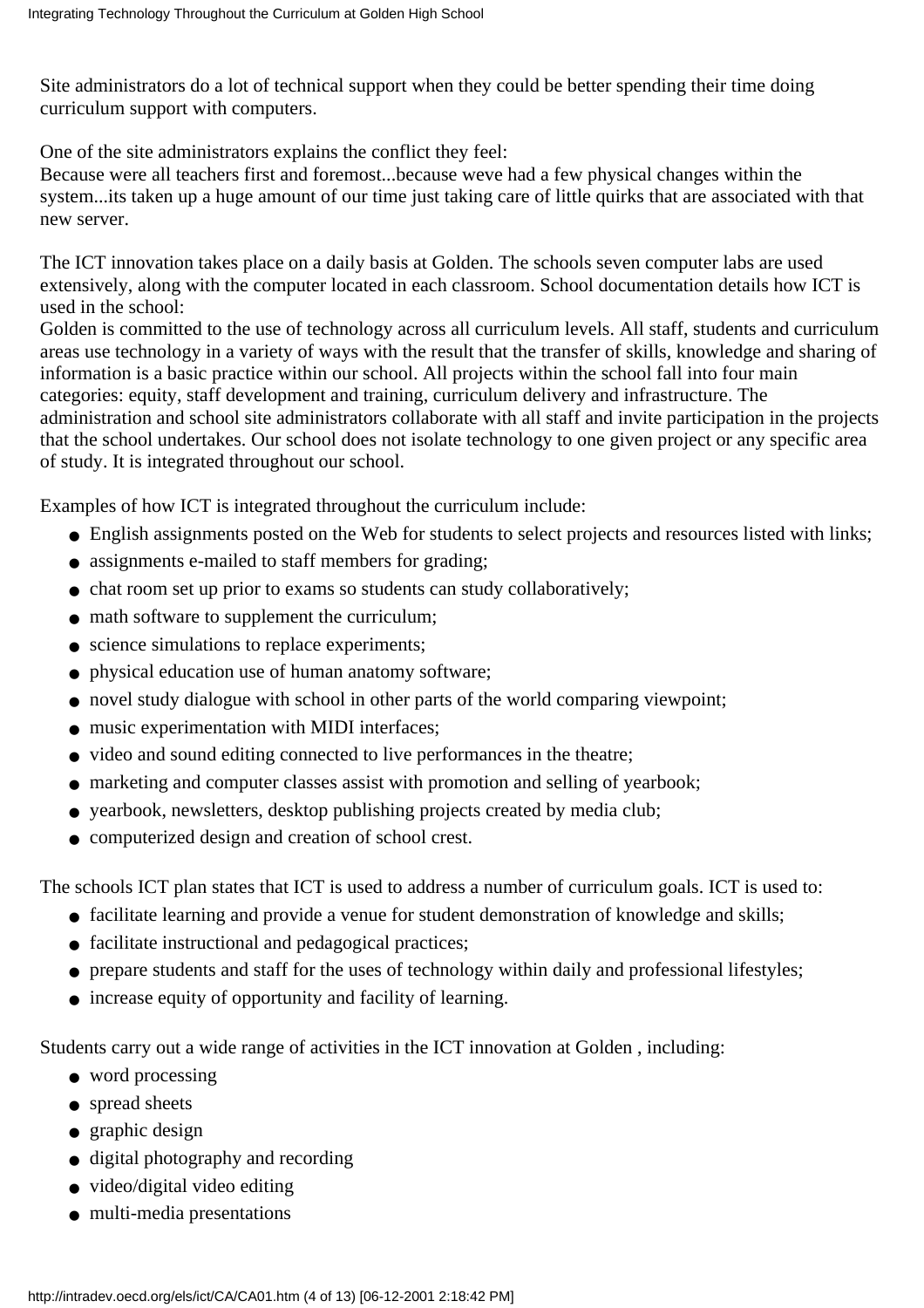Site administrators do a lot of technical support when they could be better spending their time doing curriculum support with computers.

One of the site administrators explains the conflict they feel:
Because were all teachers first and foremost...because weve had a few physical changes within the system...its taken up a huge amount of our time just taking care of little quirks that are associated with that new server.

The ICT innovation takes place on a daily basis at Golden. The schools seven computer labs are used extensively, along with the computer located in each classroom. School documentation details how ICT is used in the school:
Golden is committed to the use of technology across all curriculum levels. All staff, students and curriculum areas use technology in a variety of ways with the result that the transfer of skills, knowledge and sharing of information is a basic practice within our school. All projects within the school fall into four main categories: equity, staff development and training, curriculum delivery and infrastructure. The administration and school site administrators collaborate with all staff and invite participation in the projects that the school undertakes. Our school does not isolate technology to one given project or any specific area of study. It is integrated throughout our school.

Examples of how ICT is integrated throughout the curriculum include:

- English assignments posted on the Web for students to select projects and resources listed with links;
- assignments e-mailed to staff members for grading;
- chat room set up prior to exams so students can study collaboratively;
- math software to supplement the curriculum;
- science simulations to replace experiments;
- physical education use of human anatomy software;
- novel study dialogue with school in other parts of the world comparing viewpoint;
- music experimentation with MIDI interfaces;
- video and sound editing connected to live performances in the theatre;
- marketing and computer classes assist with promotion and selling of yearbook;
- yearbook, newsletters, desktop publishing projects created by media club;
- computerized design and creation of school crest.

The schools ICT plan states that ICT is used to address a number of curriculum goals. ICT is used to:

- facilitate learning and provide a venue for student demonstration of knowledge and skills;
- facilitate instructional and pedagogical practices;
- prepare students and staff for the uses of technology within daily and professional lifestyles;
- increase equity of opportunity and facility of learning.

Students carry out a wide range of activities in the ICT innovation at Golden , including:

- word processing
- spread sheets
- graphic design
- digital photography and recording
- video/digital video editing
- multi-media presentations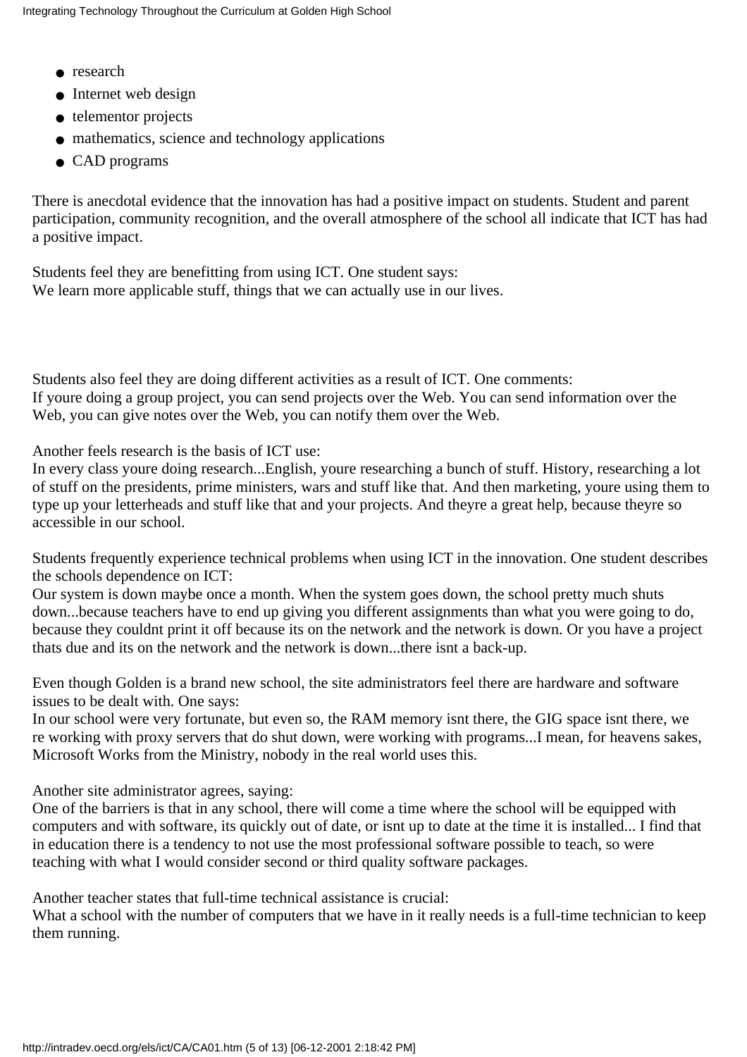- research
- Internet web design
- telementor projects
- mathematics, science and technology applications
- CAD programs

There is anecdotal evidence that the innovation has had a positive impact on students. Student and parent participation, community recognition, and the overall atmosphere of the school all indicate that ICT has had a positive impact.

Students feel they are benefitting from using ICT. One student says:
We learn more applicable stuff, things that we can actually use in our lives.

Students also feel they are doing different activities as a result of ICT. One comments:
If youre doing a group project, you can send projects over the Web. You can send information over the Web, you can give notes over the Web, you can notify them over the Web.

Another feels research is the basis of ICT use:
In every class youre doing research...English, youre researching a bunch of stuff. History, researching a lot of stuff on the presidents, prime ministers, wars and stuff like that. And then marketing, youre using them to type up your letterheads and stuff like that and your projects. And theyre a great help, because theyre so accessible in our school.

Students frequently experience technical problems when using ICT in the innovation. One student describes the schools dependence on ICT:
Our system is down maybe once a month. When the system goes down, the school pretty much shuts down...because teachers have to end up giving you different assignments than what you were going to do, because they couldnt print it off because its on the network and the network is down. Or you have a project thats due and its on the network and the network is down...there isnt a back-up.

Even though Golden is a brand new school, the site administrators feel there are hardware and software issues to be dealt with. One says:
In our school were very fortunate, but even so, the RAM memory isnt there, the GIG space isnt there, we re working with proxy servers that do shut down, were working with programs...I mean, for heavens sakes, Microsoft Works from the Ministry, nobody in the real world uses this.

Another site administrator agrees, saying:
One of the barriers is that in any school, there will come a time where the school will be equipped with computers and with software, its quickly out of date, or isnt up to date at the time it is installed... I find that in education there is a tendency to not use the most professional software possible to teach, so were teaching with what I would consider second or third quality software packages.

Another teacher states that full-time technical assistance is crucial:
What a school with the number of computers that we have in it really needs is a full-time technician to keep them running.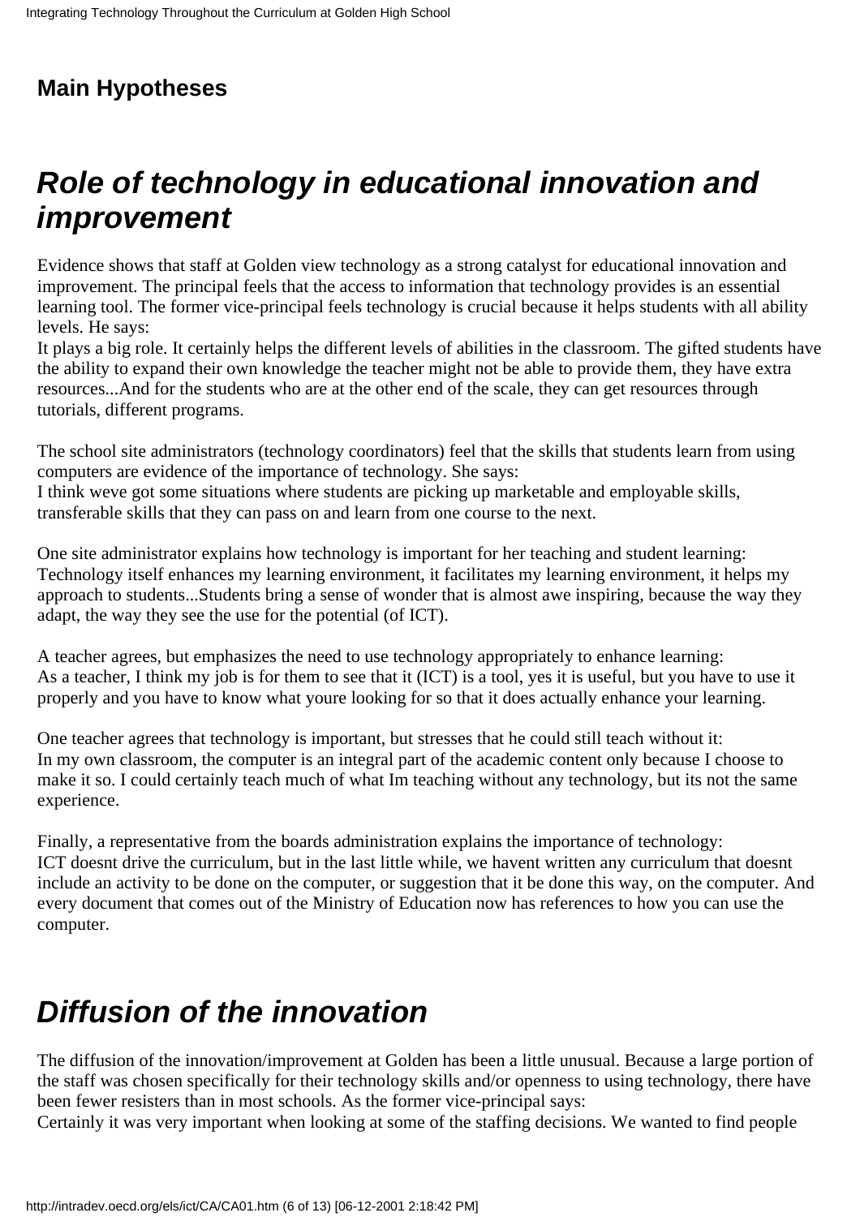## Main Hypotheses

# *Role of technology in educational innovation and improvement*

Evidence shows that staff at Golden view technology as a strong catalyst for educational innovation and improvement. The principal feels that the access to information that technology provides is an essential learning tool. The former vice-principal feels technology is crucial because it helps students with all ability levels. He says:
It plays a big role. It certainly helps the different levels of abilities in the classroom. The gifted students have the ability to expand their own knowledge the teacher might not be able to provide them, they have extra resources...And for the students who are at the other end of the scale, they can get resources through tutorials, different programs.

The school site administrators (technology coordinators) feel that the skills that students learn from using computers are evidence of the importance of technology. She says:
I think weve got some situations where students are picking up marketable and employable skills, transferable skills that they can pass on and learn from one course to the next.

One site administrator explains how technology is important for her teaching and student learning:
Technology itself enhances my learning environment, it facilitates my learning environment, it helps my approach to students...Students bring a sense of wonder that is almost awe inspiring, because the way they adapt, the way they see the use for the potential (of ICT).

A teacher agrees, but emphasizes the need to use technology appropriately to enhance learning:
As a teacher, I think my job is for them to see that it (ICT) is a tool, yes it is useful, but you have to use it properly and you have to know what youre looking for so that it does actually enhance your learning.

One teacher agrees that technology is important, but stresses that he could still teach without it:
In my own classroom, the computer is an integral part of the academic content only because I choose to make it so. I could certainly teach much of what Im teaching without any technology, but its not the same experience.

Finally, a representative from the boards administration explains the importance of technology:
ICT doesnt drive the curriculum, but in the last little while, we havent written any curriculum that doesnt include an activity to be done on the computer, or suggestion that it be done this way, on the computer. And every document that comes out of the Ministry of Education now has references to how you can use the computer.

# *Diffusion of the innovation*

The diffusion of the innovation/improvement at Golden has been a little unusual. Because a large portion of the staff was chosen specifically for their technology skills and/or openness to using technology, there have been fewer resisters than in most schools. As the former vice-principal says:
Certainly it was very important when looking at some of the staffing decisions. We wanted to find people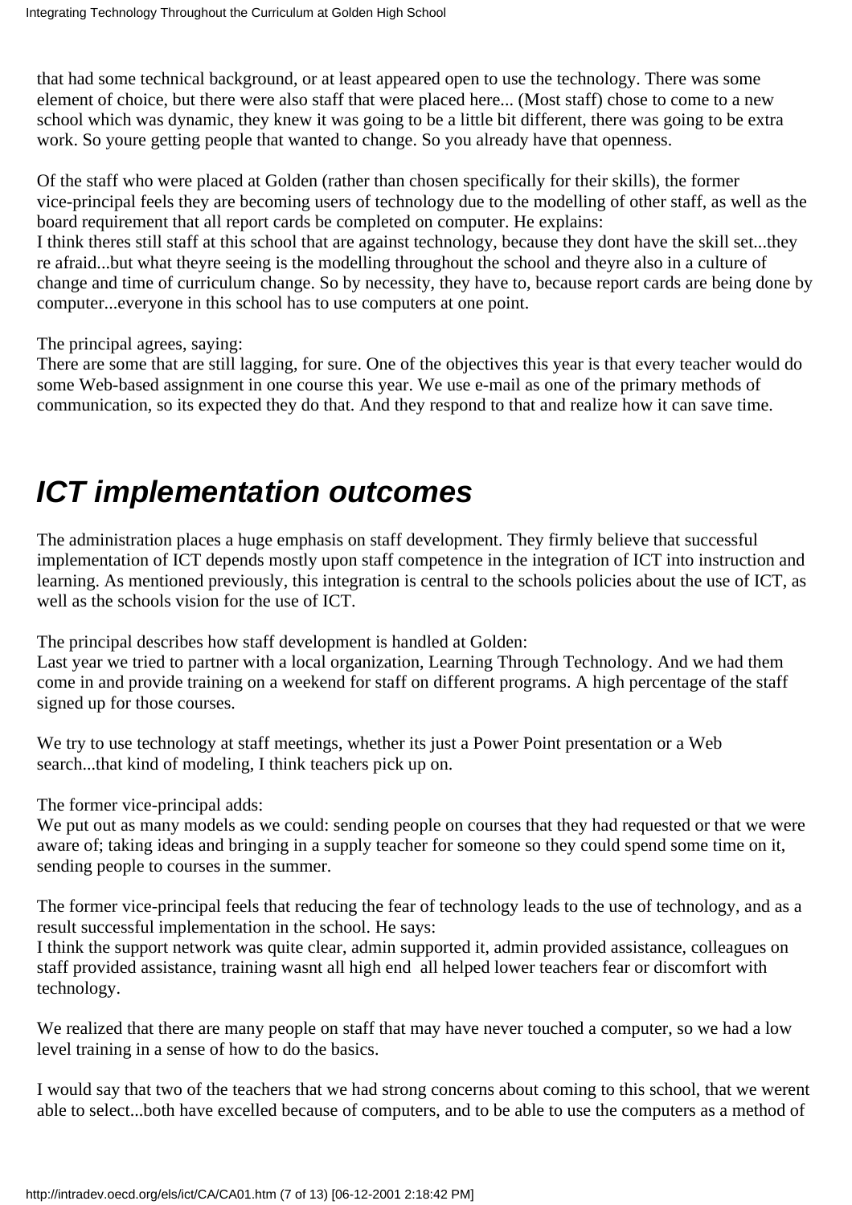that had some technical background, or at least appeared open to use the technology. There was some element of choice, but there were also staff that were placed here... (Most staff) chose to come to a new school which was dynamic, they knew it was going to be a little bit different, there was going to be extra work. So youre getting people that wanted to change. So you already have that openness.

Of the staff who were placed at Golden (rather than chosen specifically for their skills), the former vice-principal feels they are becoming users of technology due to the modelling of other staff, as well as the board requirement that all report cards be completed on computer. He explains:
I think theres still staff at this school that are against technology, because they dont have the skill set...they re afraid...but what theyre seeing is the modelling throughout the school and theyre also in a culture of change and time of curriculum change. So by necessity, they have to, because report cards are being done by computer...everyone in this school has to use computers at one point.

The principal agrees, saying:
There are some that are still lagging, for sure. One of the objectives this year is that every teacher would do some Web-based assignment in one course this year. We use e-mail as one of the primary methods of communication, so its expected they do that. And they respond to that and realize how it can save time.

# *ICT implementation outcomes*

The administration places a huge emphasis on staff development. They firmly believe that successful implementation of ICT depends mostly upon staff competence in the integration of ICT into instruction and learning. As mentioned previously, this integration is central to the schools policies about the use of ICT, as well as the schools vision for the use of ICT.

The principal describes how staff development is handled at Golden:
Last year we tried to partner with a local organization, Learning Through Technology. And we had them come in and provide training on a weekend for staff on different programs. A high percentage of the staff signed up for those courses.

We try to use technology at staff meetings, whether its just a Power Point presentation or a Web search...that kind of modeling, I think teachers pick up on.

The former vice-principal adds:
We put out as many models as we could: sending people on courses that they had requested or that we were aware of; taking ideas and bringing in a supply teacher for someone so they could spend some time on it, sending people to courses in the summer.

The former vice-principal feels that reducing the fear of technology leads to the use of technology, and as a result successful implementation in the school. He says:
I think the support network was quite clear, admin supported it, admin provided assistance, colleagues on staff provided assistance, training wasnt all high end all helped lower teachers fear or discomfort with technology.

We realized that there are many people on staff that may have never touched a computer, so we had a low level training in a sense of how to do the basics.

I would say that two of the teachers that we had strong concerns about coming to this school, that we werent able to select...both have excelled because of computers, and to be able to use the computers as a method of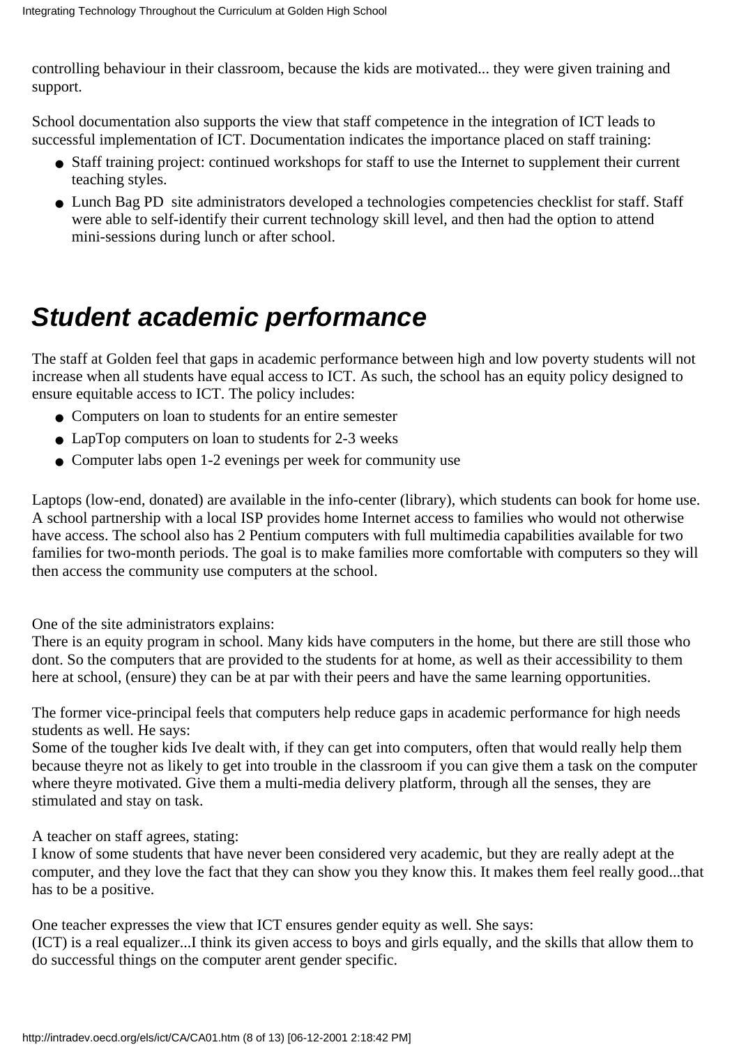controlling behaviour in their classroom, because the kids are motivated... they were given training and support.

School documentation also supports the view that staff competence in the integration of ICT leads to successful implementation of ICT. Documentation indicates the importance placed on staff training:

- Staff training project: continued workshops for staff to use the Internet to supplement their current teaching styles.
- Lunch Bag PD site administrators developed a technologies competencies checklist for staff. Staff were able to self-identify their current technology skill level, and then had the option to attend mini-sessions during lunch or after school.

## *Student academic performance*

The staff at Golden feel that gaps in academic performance between high and low poverty students will not increase when all students have equal access to ICT. As such, the school has an equity policy designed to ensure equitable access to ICT. The policy includes:

- Computers on loan to students for an entire semester
- LapTop computers on loan to students for 2-3 weeks
- Computer labs open 1-2 evenings per week for community use

Laptops (low-end, donated) are available in the info-center (library), which students can book for home use. A school partnership with a local ISP provides home Internet access to families who would not otherwise have access. The school also has 2 Pentium computers with full multimedia capabilities available for two families for two-month periods. The goal is to make families more comfortable with computers so they will then access the community use computers at the school.

One of the site administrators explains:
There is an equity program in school. Many kids have computers in the home, but there are still those who dont. So the computers that are provided to the students for at home, as well as their accessibility to them here at school, (ensure) they can be at par with their peers and have the same learning opportunities.

The former vice-principal feels that computers help reduce gaps in academic performance for high needs students as well. He says:
Some of the tougher kids Ive dealt with, if they can get into computers, often that would really help them because theyre not as likely to get into trouble in the classroom if you can give them a task on the computer where theyre motivated. Give them a multi-media delivery platform, through all the senses, they are stimulated and stay on task.

A teacher on staff agrees, stating:
I know of some students that have never been considered very academic, but they are really adept at the computer, and they love the fact that they can show you they know this. It makes them feel really good...that has to be a positive.

One teacher expresses the view that ICT ensures gender equity as well. She says:
(ICT) is a real equalizer...I think its given access to boys and girls equally, and the skills that allow them to do successful things on the computer arent gender specific.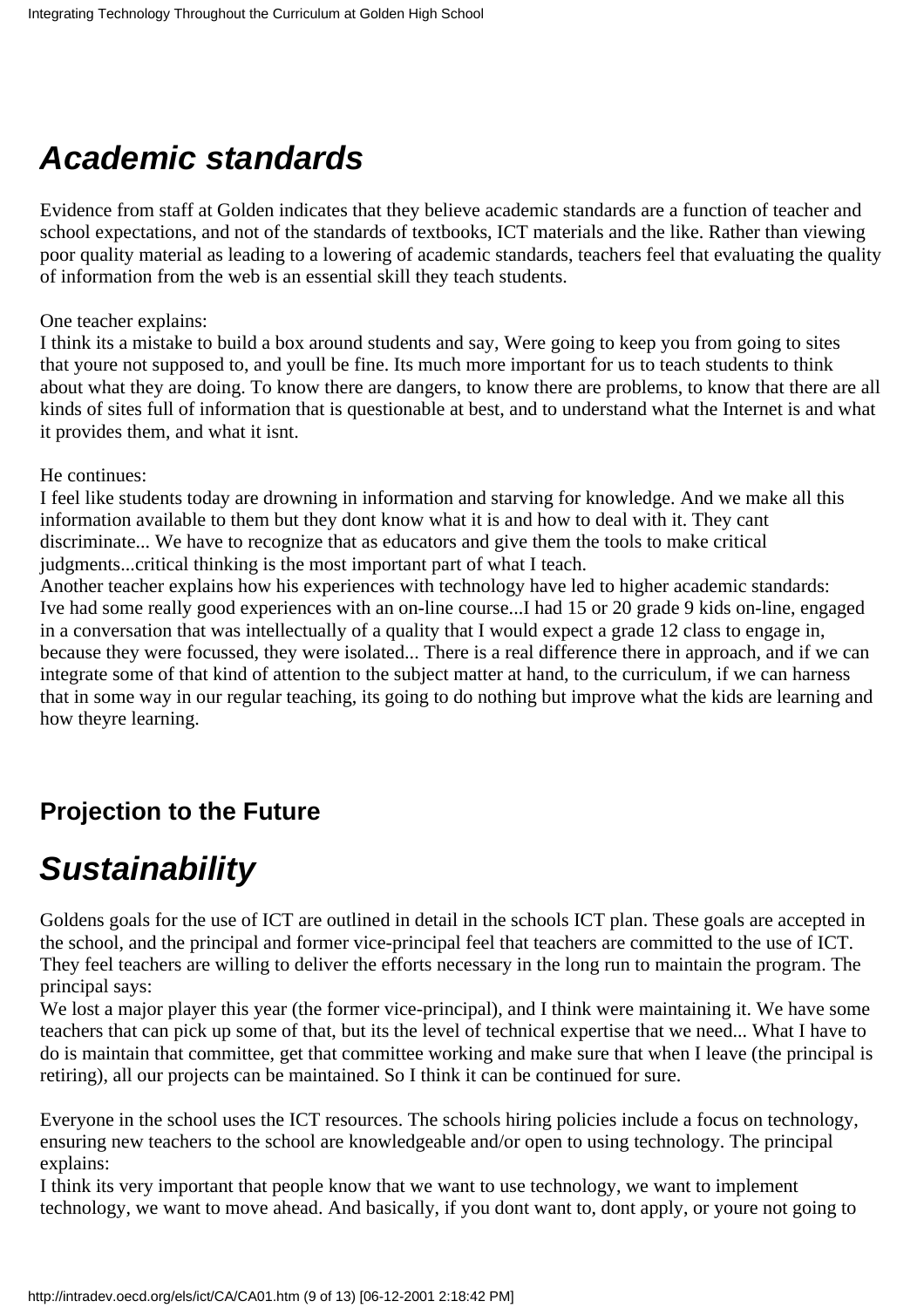## *Academic standards*

Evidence from staff at Golden indicates that they believe academic standards are a function of teacher and school expectations, and not of the standards of textbooks, ICT materials and the like. Rather than viewing poor quality material as leading to a lowering of academic standards, teachers feel that evaluating the quality of information from the web is an essential skill they teach students.

One teacher explains:
I think its a mistake to build a box around students and say, Were going to keep you from going to sites that youre not supposed to, and youll be fine. Its much more important for us to teach students to think about what they are doing. To know there are dangers, to know there are problems, to know that there are all kinds of sites full of information that is questionable at best, and to understand what the Internet is and what it provides them, and what it isnt.

He continues:
I feel like students today are drowning in information and starving for knowledge. And we make all this information available to them but they dont know what it is and how to deal with it. They cant discriminate... We have to recognize that as educators and give them the tools to make critical judgments...critical thinking is the most important part of what I teach.
Another teacher explains how his experiences with technology have led to higher academic standards:
Ive had some really good experiences with an on-line course...I had 15 or 20 grade 9 kids on-line, engaged in a conversation that was intellectually of a quality that I would expect a grade 12 class to engage in, because they were focussed, they were isolated... There is a real difference there in approach, and if we can integrate some of that kind of attention to the subject matter at hand, to the curriculum, if we can harness that in some way in our regular teaching, its going to do nothing but improve what the kids are learning and how theyre learning.

### Projection to the Future

## *Sustainability*

Goldens goals for the use of ICT are outlined in detail in the schools ICT plan. These goals are accepted in the school, and the principal and former vice-principal feel that teachers are committed to the use of ICT. They feel teachers are willing to deliver the efforts necessary in the long run to maintain the program. The principal says:
We lost a major player this year (the former vice-principal), and I think were maintaining it. We have some teachers that can pick up some of that, but its the level of technical expertise that we need... What I have to do is maintain that committee, get that committee working and make sure that when I leave (the principal is retiring), all our projects can be maintained. So I think it can be continued for sure.

Everyone in the school uses the ICT resources. The schools hiring policies include a focus on technology, ensuring new teachers to the school are knowledgeable and/or open to using technology. The principal explains:
I think its very important that people know that we want to use technology, we want to implement technology, we want to move ahead. And basically, if you dont want to, dont apply, or youre not going to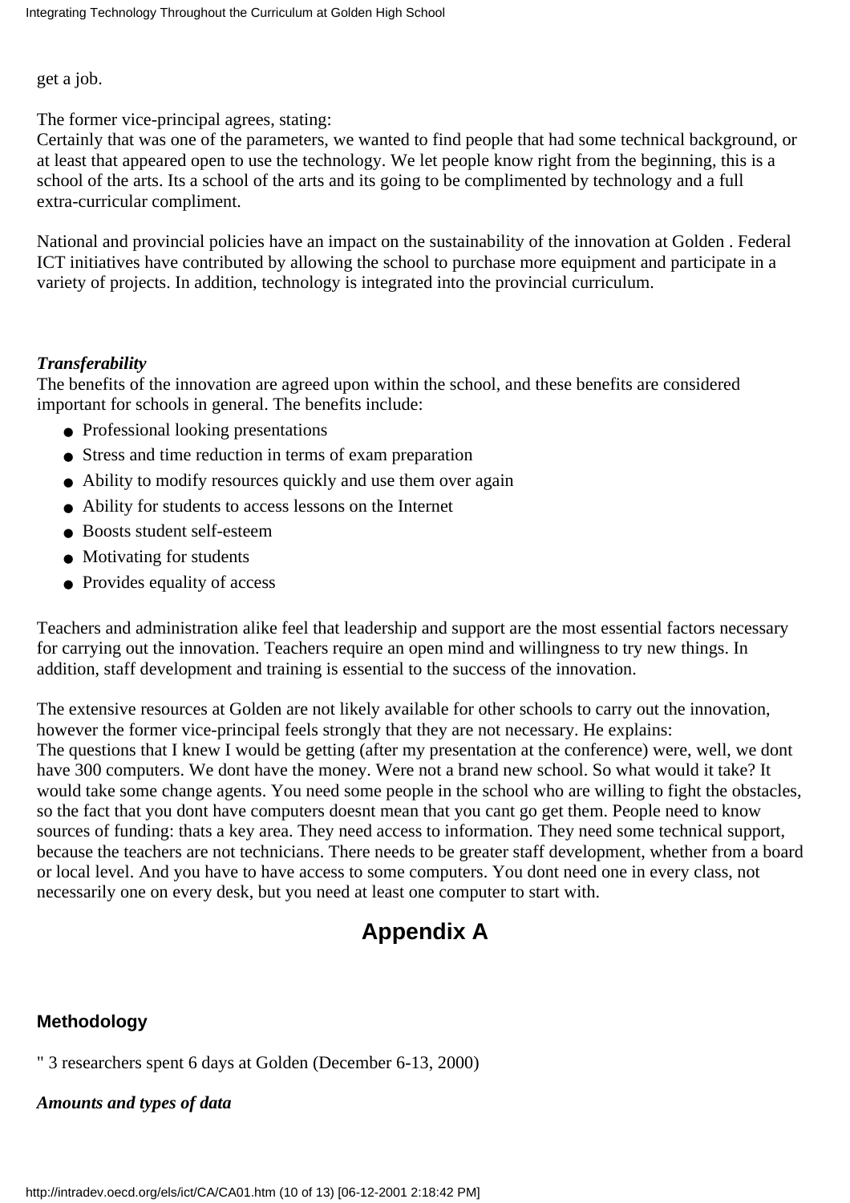get a job.

The former vice-principal agrees, stating:
Certainly that was one of the parameters, we wanted to find people that had some technical background, or at least that appeared open to use the technology. We let people know right from the beginning, this is a school of the arts. Its a school of the arts and its going to be complimented by technology and a full extra-curricular compliment.

National and provincial policies have an impact on the sustainability of the innovation at Golden . Federal ICT initiatives have contributed by allowing the school to purchase more equipment and participate in a variety of projects. In addition, technology is integrated into the provincial curriculum.

***Transferability***
The benefits of the innovation are agreed upon within the school, and these benefits are considered important for schools in general. The benefits include:

- Professional looking presentations
- Stress and time reduction in terms of exam preparation
- Ability to modify resources quickly and use them over again
- Ability for students to access lessons on the Internet
- Boosts student self-esteem
- Motivating for students
- Provides equality of access

Teachers and administration alike feel that leadership and support are the most essential factors necessary for carrying out the innovation. Teachers require an open mind and willingness to try new things. In addition, staff development and training is essential to the success of the innovation.

The extensive resources at Golden are not likely available for other schools to carry out the innovation, however the former vice-principal feels strongly that they are not necessary. He explains:
The questions that I knew I would be getting (after my presentation at the conference) were, well, we dont have 300 computers. We dont have the money. Were not a brand new school. So what would it take? It would take some change agents. You need some people in the school who are willing to fight the obstacles, so the fact that you dont have computers doesnt mean that you cant go get them. People need to know sources of funding: thats a key area. They need access to information. They need some technical support, because the teachers are not technicians. There needs to be greater staff development, whether from a board or local level. And you have to have access to some computers. You dont need one in every class, not necessarily one on every desk, but you need at least one computer to start with.

# Appendix A

### Methodology

" 3 researchers spent 6 days at Golden (December 6-13, 2000)

***Amounts and types of data***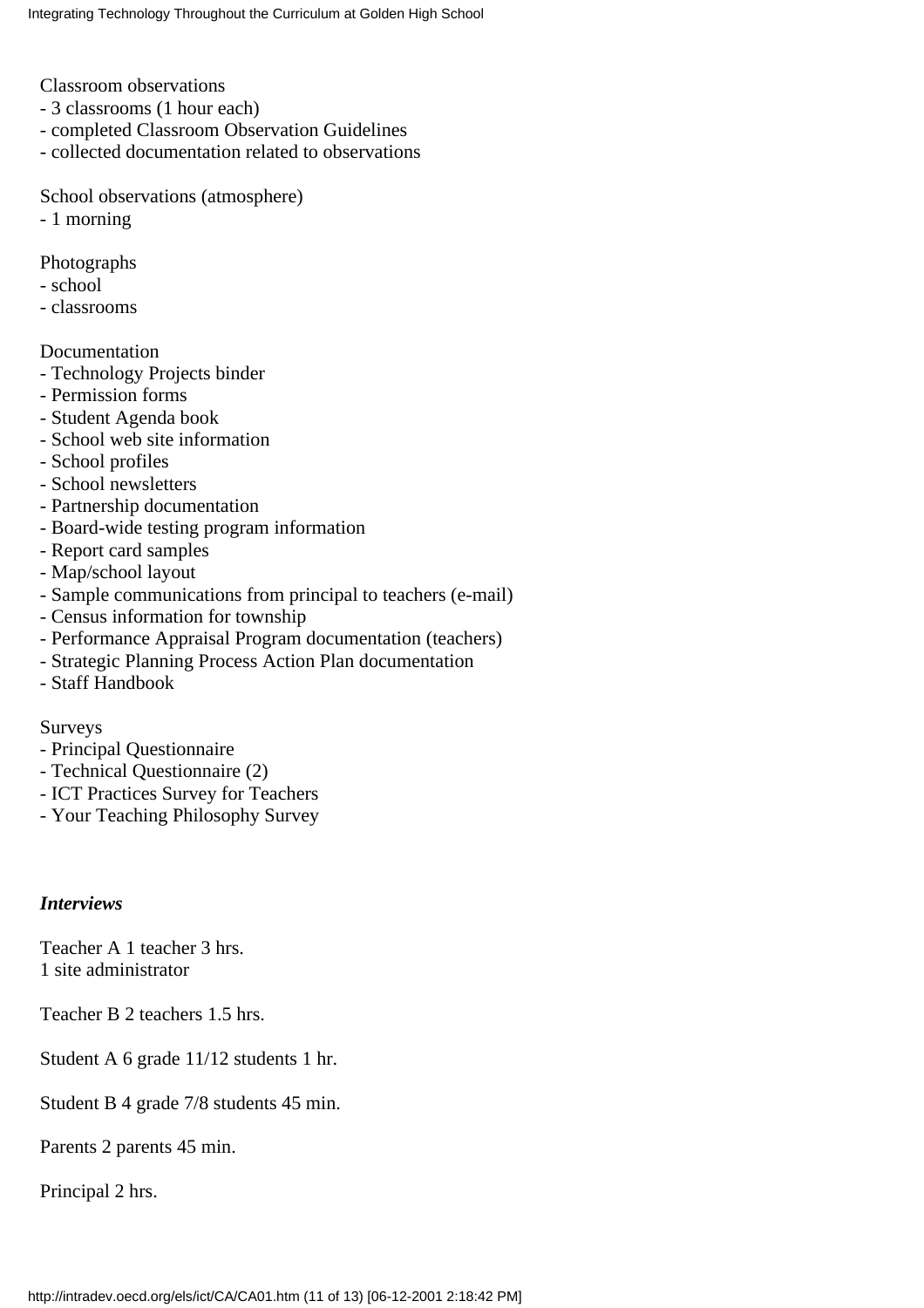Classroom observations
- 3 classrooms (1 hour each)
- completed Classroom Observation Guidelines
- collected documentation related to observations

School observations (atmosphere)
- 1 morning

Photographs
- school
- classrooms

Documentation
- Technology Projects binder
- Permission forms
- Student Agenda book
- School web site information
- School profiles
- School newsletters
- Partnership documentation
- Board-wide testing program information
- Report card samples
- Map/school layout
- Sample communications from principal to teachers (e-mail)
- Census information for township
- Performance Appraisal Program documentation (teachers)
- Strategic Planning Process Action Plan documentation
- Staff Handbook

Surveys
- Principal Questionnaire
- Technical Questionnaire (2)
- ICT Practices Survey for Teachers
- Your Teaching Philosophy Survey

***Interviews***

Teacher A 1 teacher 3 hrs.
1 site administrator

Teacher B 2 teachers 1.5 hrs.

Student A 6 grade 11/12 students 1 hr.

Student B 4 grade 7/8 students 45 min.

Parents 2 parents 45 min.

Principal 2 hrs.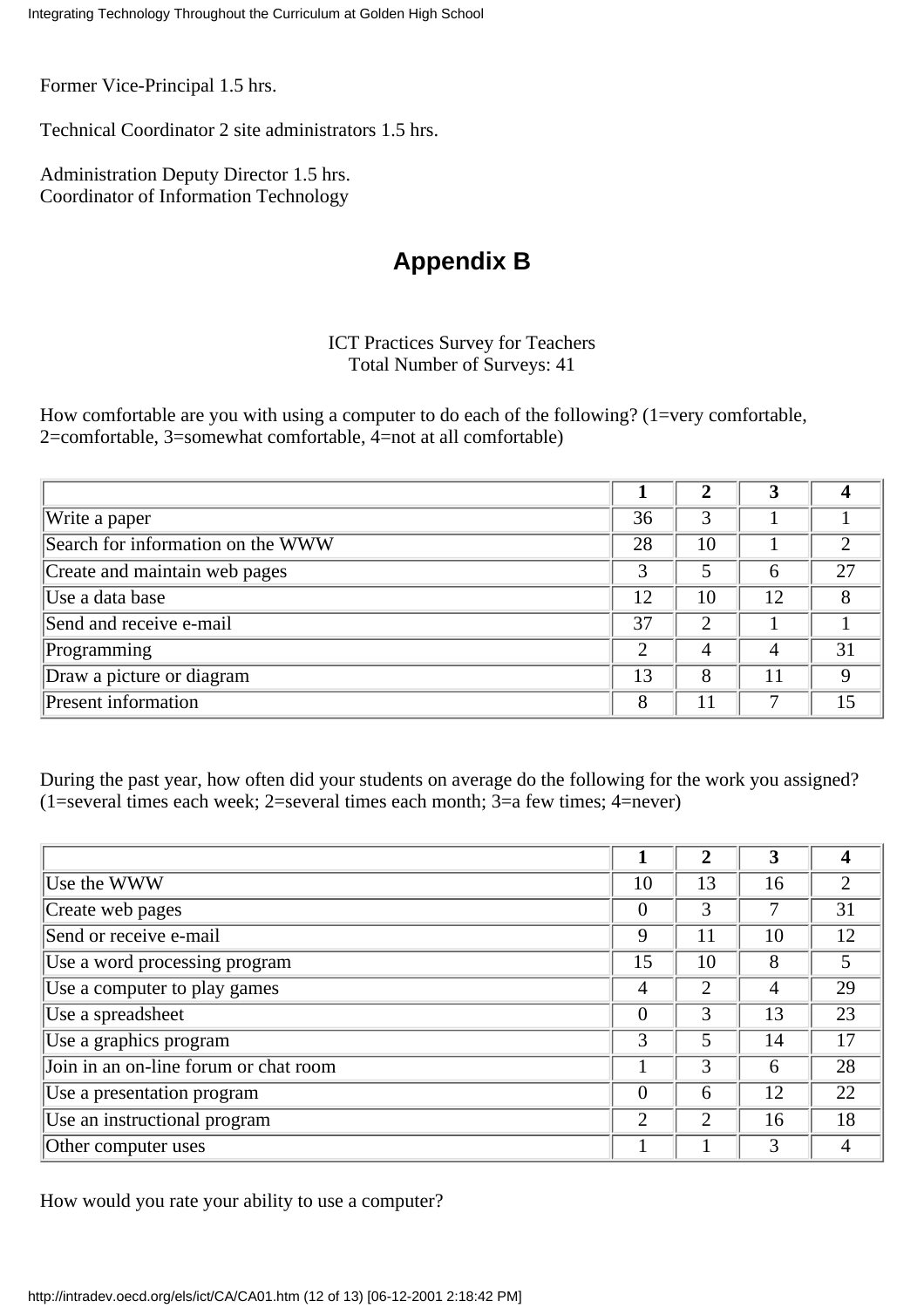Former Vice-Principal 1.5 hrs.

Technical Coordinator 2 site administrators 1.5 hrs.

Administration Deputy Director 1.5 hrs.
Coordinator of Information Technology

## Appendix B

ICT Practices Survey for Teachers
Total Number of Surveys: 41

How comfortable are you with using a computer to do each of the following? (1=very comfortable, 2=comfortable, 3=somewhat comfortable, 4=not at all comfortable)

| | 1 | 2 | 3 | 4 |
|---|---|---|---|---|
| Write a paper | 36 | 3 | 1 | 1 |
| Search for information on the WWW | 28 | 10 | 1 | 2 |
| Create and maintain web pages | 3 | 5 | 6 | 27 |
| Use a data base | 12 | 10 | 12 | 8 |
| Send and receive e-mail | 37 | 2 | 1 | 1 |
| Programming | 2 | 4 | 4 | 31 |
| Draw a picture or diagram | 13 | 8 | 11 | 9 |
| Present information | 8 | 11 | 7 | 15 |

During the past year, how often did your students on average do the following for the work you assigned? (1=several times each week; 2=several times each month; 3=a few times; 4=never)

| | 1 | 2 | 3 | 4 |
|---|---|---|---|---|
| Use the WWW | 10 | 13 | 16 | 2 |
| Create web pages | 0 | 3 | 7 | 31 |
| Send or receive e-mail | 9 | 11 | 10 | 12 |
| Use a word processing program | 15 | 10 | 8 | 5 |
| Use a computer to play games | 4 | 2 | 4 | 29 |
| Use a spreadsheet | 0 | 3 | 13 | 23 |
| Use a graphics program | 3 | 5 | 14 | 17 |
| Join in an on-line forum or chat room | 1 | 3 | 6 | 28 |
| Use a presentation program | 0 | 6 | 12 | 22 |
| Use an instructional program | 2 | 2 | 16 | 18 |
| Other computer uses | 1 | 1 | 3 | 4 |

How would you rate your ability to use a computer?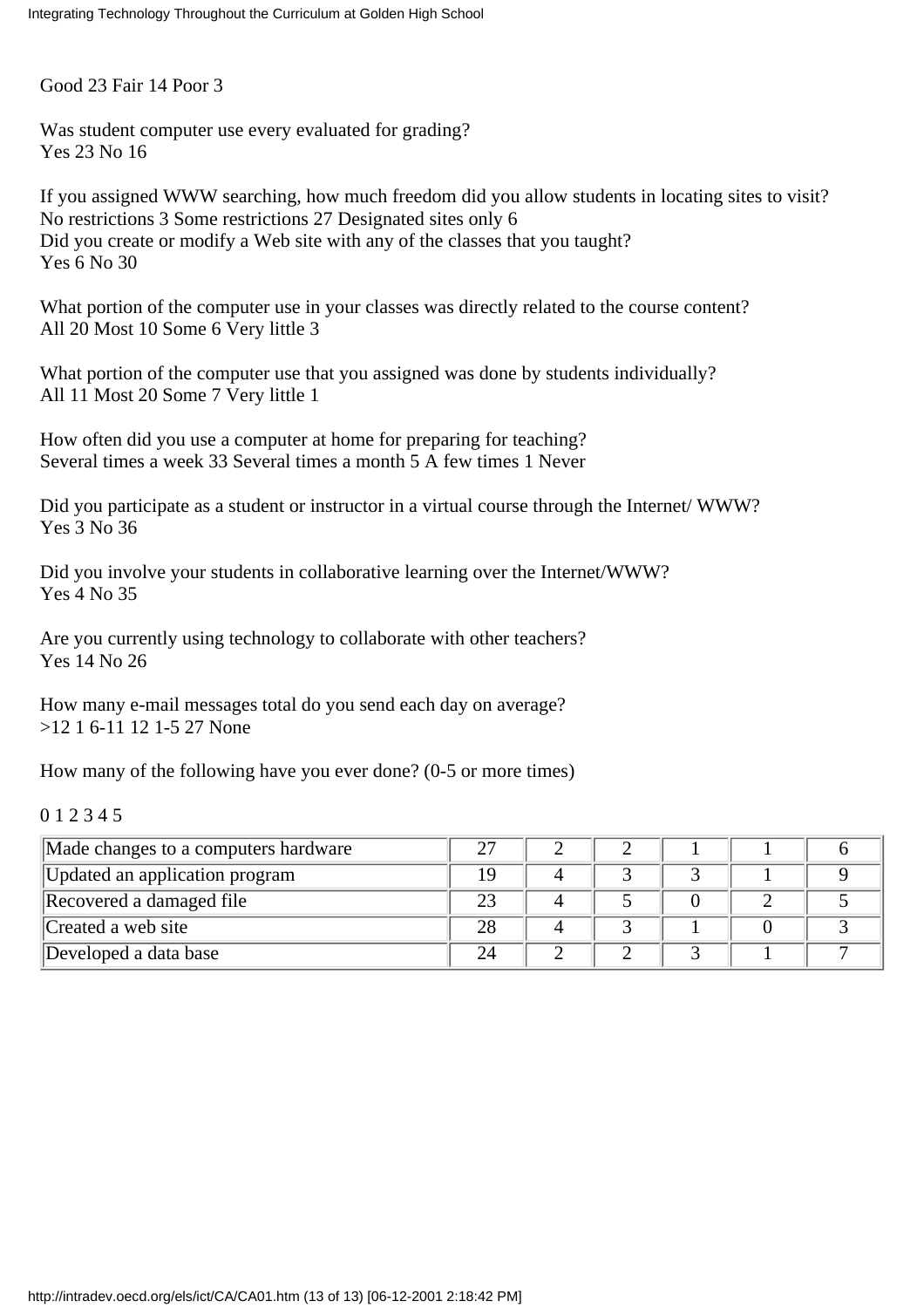Good 23 Fair 14 Poor 3

Was student computer use every evaluated for grading?
Yes 23 No 16

If you assigned WWW searching, how much freedom did you allow students in locating sites to visit?
No restrictions 3 Some restrictions 27 Designated sites only 6
Did you create or modify a Web site with any of the classes that you taught?
Yes 6 No 30

What portion of the computer use in your classes was directly related to the course content?
All 20 Most 10 Some 6 Very little 3

What portion of the computer use that you assigned was done by students individually?
All 11 Most 20 Some 7 Very little 1

How often did you use a computer at home for preparing for teaching?
Several times a week 33 Several times a month 5 A few times 1 Never

Did you participate as a student or instructor in a virtual course through the Internet/ WWW?
Yes 3 No 36

Did you involve your students in collaborative learning over the Internet/WWW?
Yes 4 No 35

Are you currently using technology to collaborate with other teachers?
Yes 14 No 26

How many e-mail messages total do you send each day on average?
>12 1 6-11 12 1-5 27 None

How many of the following have you ever done? (0-5 or more times)

0 1 2 3 4 5

| | | | | | | |
|---|---|---|---|---|---|---|
| Made changes to a computers hardware | 27 | 2 | 2 | 1 | 1 | 6 |
| Updated an application program | 19 | 4 | 3 | 3 | 1 | 9 |
| Recovered a damaged file | 23 | 4 | 5 | 0 | 2 | 5 |
| Created a web site | 28 | 4 | 3 | 1 | 0 | 3 |
| Developed a data base | 24 | 2 | 2 | 3 | 1 | 7 |